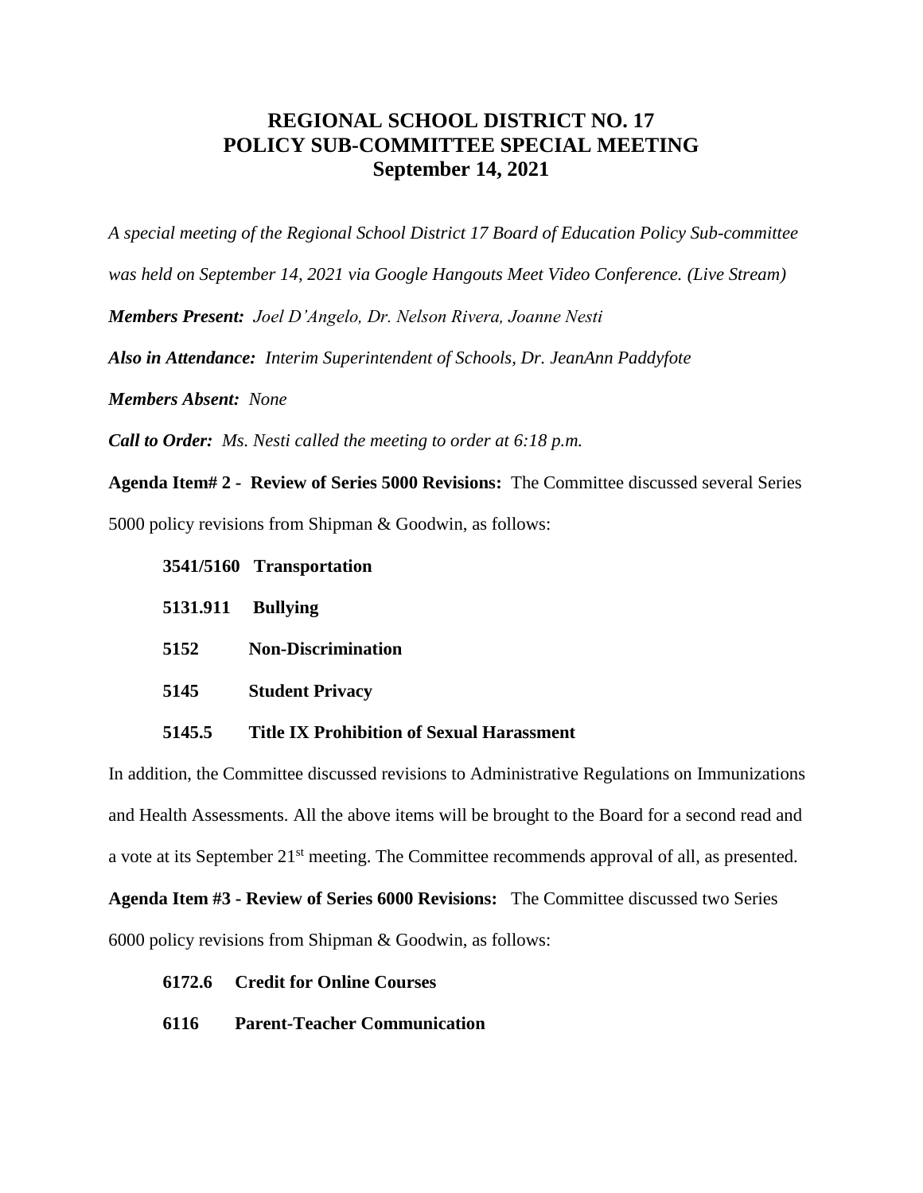# REGIONAL SCHOOL DISTRICT NO. 17
# POLICY SUB-COMMITTEE SPECIAL MEETING
# September 14, 2021

*A special meeting of the Regional School District 17 Board of Education Policy Sub-committee was held on September 14, 2021 via Google Hangouts Meet Video Conference. (Live Stream)*

***Members Present:*** *Joel D'Angelo, Dr. Nelson Rivera, Joanne Nesti*

***Also in Attendance:*** *Interim Superintendent of Schools, Dr. JeanAnn Paddyfote*

***Members Absent:*** *None*

***Call to Order:*** *Ms. Nesti called the meeting to order at 6:18 p.m.*

**Agenda Item# 2 - Review of Series 5000 Revisions:** The Committee discussed several Series 5000 policy revisions from Shipman & Goodwin, as follows:

- **3541/5160 Transportation**
- **5131.911 Bullying**
- **5152 Non-Discrimination**
- **5145 Student Privacy**
- **5145.5 Title IX Prohibition of Sexual Harassment**

In addition, the Committee discussed revisions to Administrative Regulations on Immunizations and Health Assessments. All the above items will be brought to the Board for a second read and a vote at its September 21st meeting. The Committee recommends approval of all, as presented.

**Agenda Item #3 - Review of Series 6000 Revisions:** The Committee discussed two Series 6000 policy revisions from Shipman & Goodwin, as follows:

- **6172.6 Credit for Online Courses**
- **6116 Parent-Teacher Communication**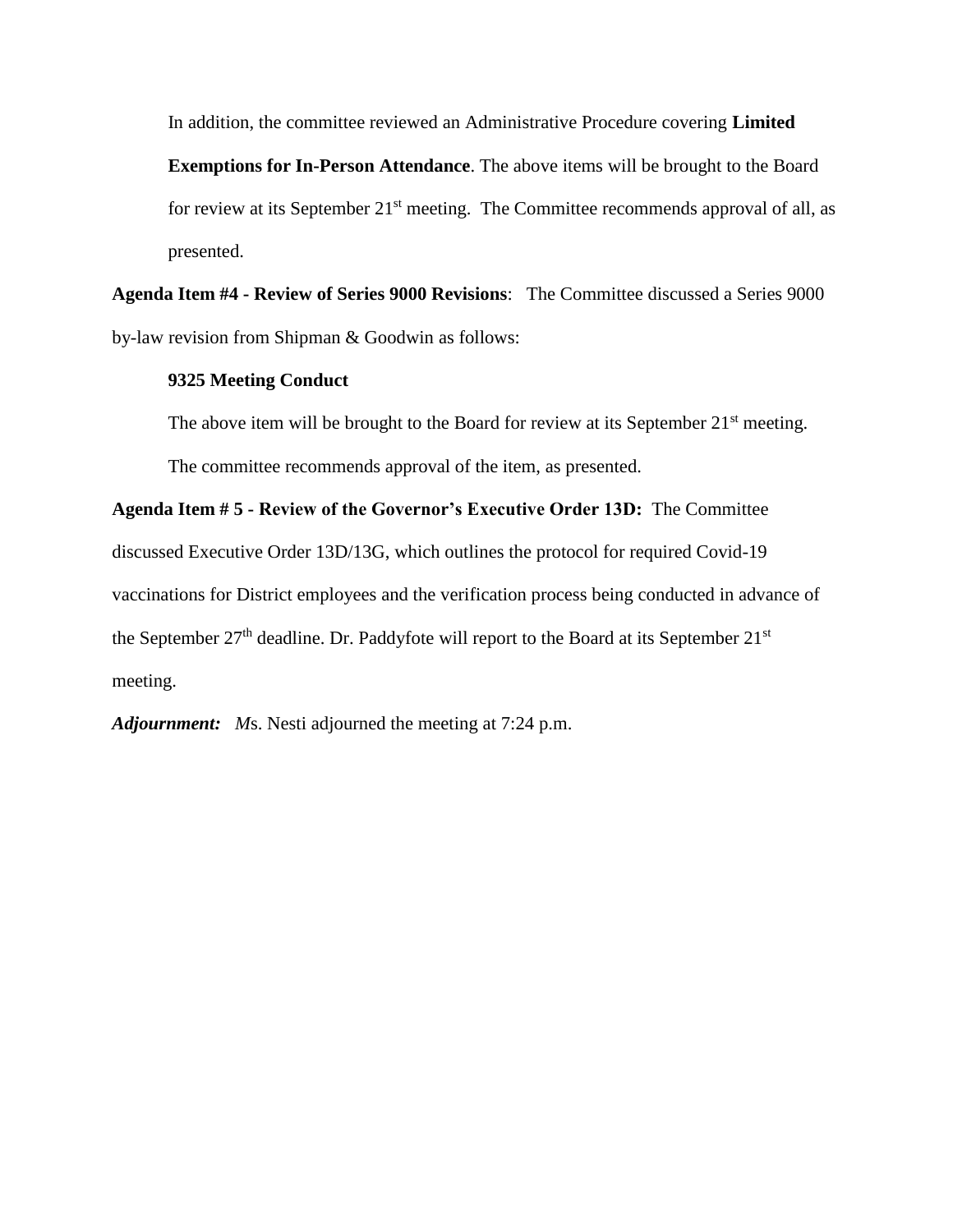In addition, the committee reviewed an Administrative Procedure covering **Limited Exemptions for In-Person Attendance**. The above items will be brought to the Board for review at its September 21st meeting. The Committee recommends approval of all, as presented.

**Agenda Item #4 - Review of Series 9000 Revisions**: The Committee discussed a Series 9000 by-law revision from Shipman & Goodwin as follows:

**9325 Meeting Conduct**

The above item will be brought to the Board for review at its September 21st meeting. The committee recommends approval of the item, as presented.

**Agenda Item # 5 - Review of the Governor's Executive Order 13D:** The Committee discussed Executive Order 13D/13G, which outlines the protocol for required Covid-19 vaccinations for District employees and the verification process being conducted in advance of the September 27th deadline. Dr. Paddyfote will report to the Board at its September 21st meeting.

***Adjournment:*** *M*s. Nesti adjourned the meeting at 7:24 p.m.